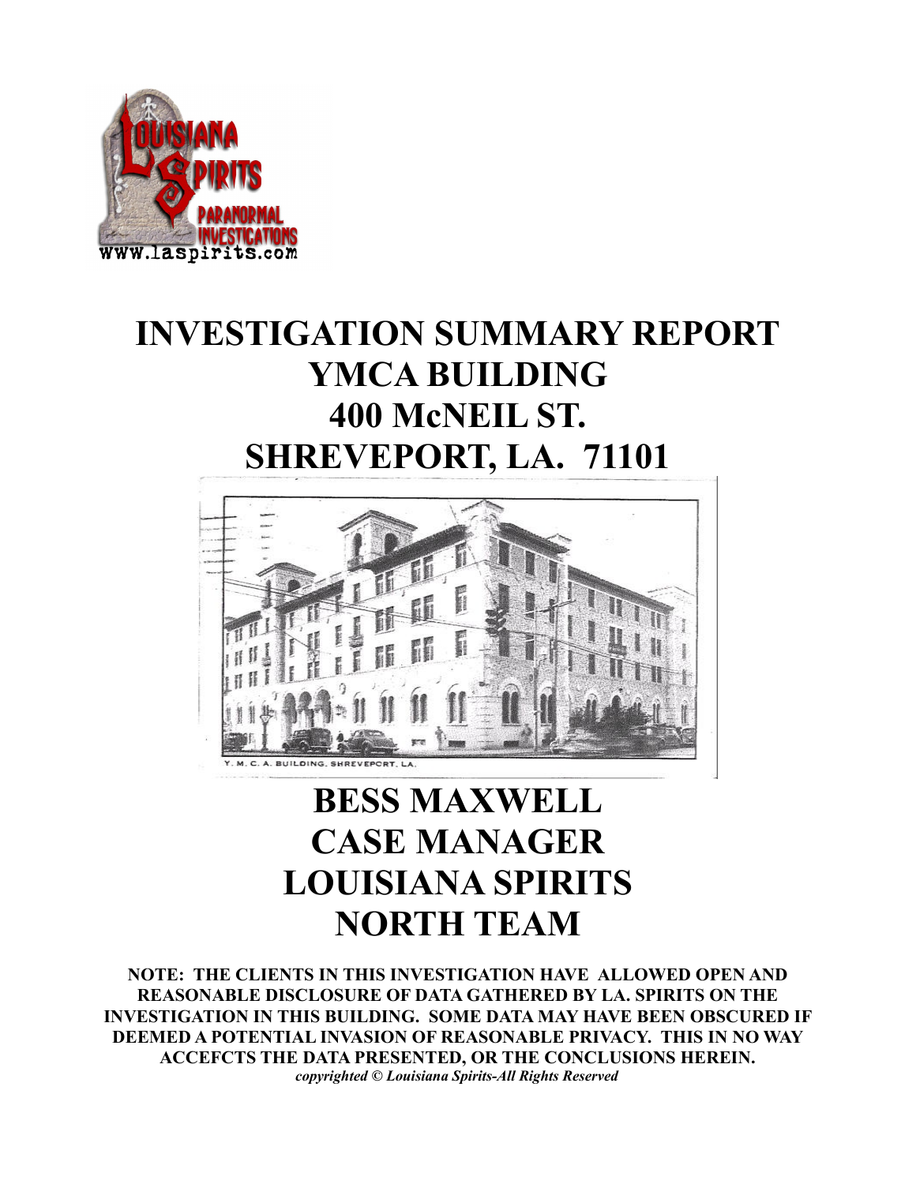# INVESTIGATION SUMMARY REPORT
# YMCA BUILDING
# 400 McNEIL ST.
# SHREVEPORT, LA. 71101

Y. M. C. A. BUILDING, SHREVEPORT, LA.

# BESS MAXWELL
# CASE MANAGER
# LOUISIANA SPIRITS
# NORTH TEAM

**NOTE: THE CLIENTS IN THIS INVESTIGATION HAVE ALLOWED OPEN AND REASONABLE DISCLOSURE OF DATA GATHERED BY LA. SPIRITS ON THE INVESTIGATION IN THIS BUILDING. SOME DATA MAY HAVE BEEN OBSCURED IF DEEMED A POTENTIAL INVASION OF REASONABLE PRIVACY. THIS IN NO WAY ACCEFCTS THE DATA PRESENTED, OR THE CONCLUSIONS HEREIN.**

***copyrighted © Louisiana Spirits-All Rights Reserved***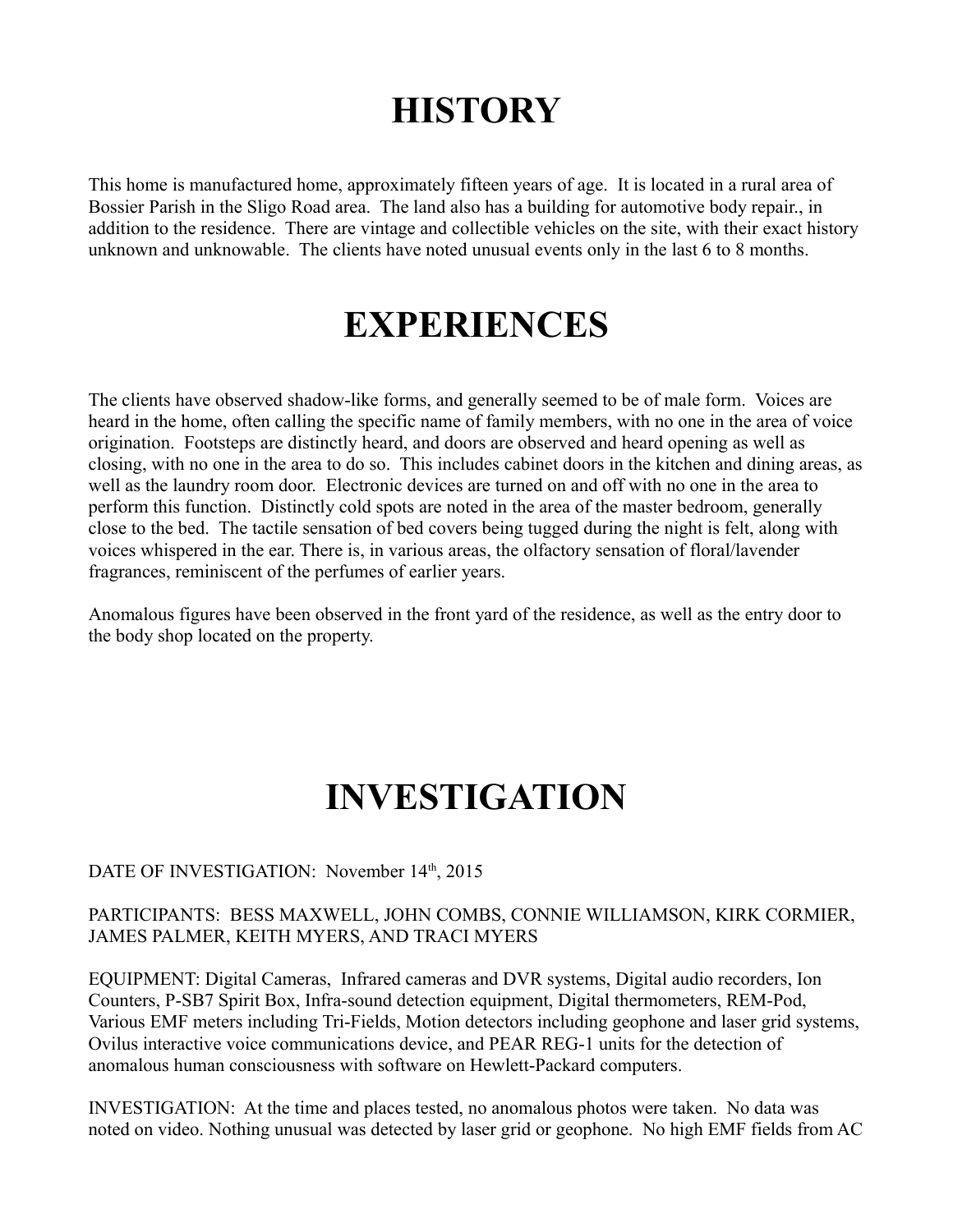# HISTORY

This home is manufactured home, approximately fifteen years of age. It is located in a rural area of Bossier Parish in the Sligo Road area. The land also has a building for automotive body repair., in addition to the residence. There are vintage and collectible vehicles on the site, with their exact history unknown and unknowable. The clients have noted unusual events only in the last 6 to 8 months.

# EXPERIENCES

The clients have observed shadow-like forms, and generally seemed to be of male form. Voices are heard in the home, often calling the specific name of family members, with no one in the area of voice origination. Footsteps are distinctly heard, and doors are observed and heard opening as well as closing, with no one in the area to do so. This includes cabinet doors in the kitchen and dining areas, as well as the laundry room door. Electronic devices are turned on and off with no one in the area to perform this function. Distinctly cold spots are noted in the area of the master bedroom, generally close to the bed. The tactile sensation of bed covers being tugged during the night is felt, along with voices whispered in the ear. There is, in various areas, the olfactory sensation of floral/lavender fragrances, reminiscent of the perfumes of earlier years.

Anomalous figures have been observed in the front yard of the residence, as well as the entry door to the body shop located on the property.

# INVESTIGATION

DATE OF INVESTIGATION: November 14th, 2015

PARTICIPANTS: BESS MAXWELL, JOHN COMBS, CONNIE WILLIAMSON, KIRK CORMIER, JAMES PALMER, KEITH MYERS, AND TRACI MYERS

EQUIPMENT: Digital Cameras, Infrared cameras and DVR systems, Digital audio recorders, Ion Counters, P-SB7 Spirit Box, Infra-sound detection equipment, Digital thermometers, REM-Pod, Various EMF meters including Tri-Fields, Motion detectors including geophone and laser grid systems, Ovilus interactive voice communications device, and PEAR REG-1 units for the detection of anomalous human consciousness with software on Hewlett-Packard computers.

INVESTIGATION: At the time and places tested, no anomalous photos were taken. No data was noted on video. Nothing unusual was detected by laser grid or geophone. No high EMF fields from AC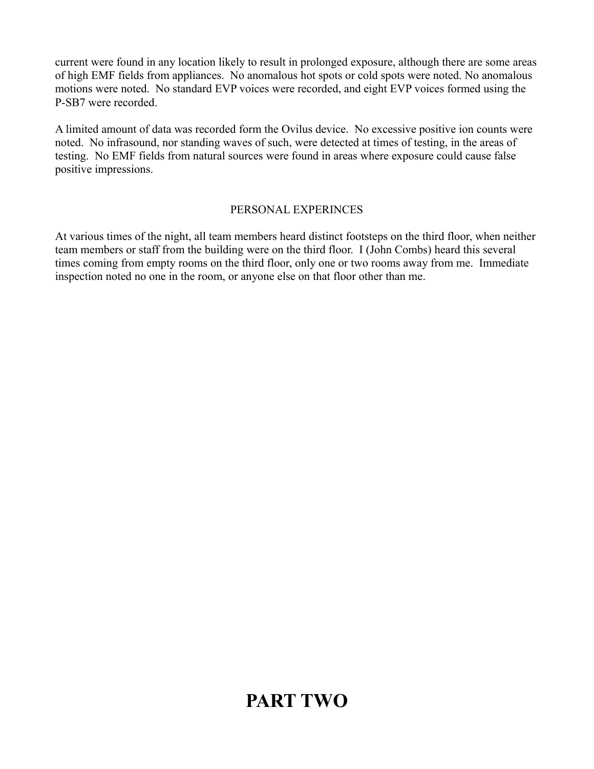current were found in any location likely to result in prolonged exposure, although there are some areas of high EMF fields from appliances. No anomalous hot spots or cold spots were noted. No anomalous motions were noted. No standard EVP voices were recorded, and eight EVP voices formed using the P-SB7 were recorded.

A limited amount of data was recorded form the Ovilus device. No excessive positive ion counts were noted. No infrasound, nor standing waves of such, were detected at times of testing, in the areas of testing. No EMF fields from natural sources were found in areas where exposure could cause false positive impressions.

## PERSONAL EXPERINCES

At various times of the night, all team members heard distinct footsteps on the third floor, when neither team members or staff from the building were on the third floor. I (John Combs) heard this several times coming from empty rooms on the third floor, only one or two rooms away from me. Immediate inspection noted no one in the room, or anyone else on that floor other than me.

# PART TWO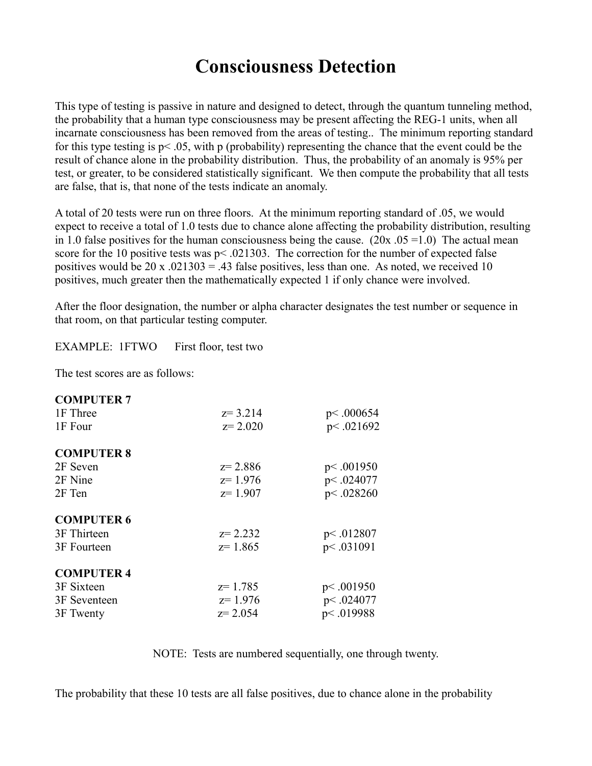# Consciousness Detection

This type of testing is passive in nature and designed to detect, through the quantum tunneling method, the probability that a human type consciousness may be present affecting the REG-1 units, when all incarnate consciousness has been removed from the areas of testing.. The minimum reporting standard for this type testing is $p < .05$, with p (probability) representing the chance that the event could be the result of chance alone in the probability distribution. Thus, the probability of an anomaly is 95% per test, or greater, to be considered statistically significant. We then compute the probability that all tests are false, that is, that none of the tests indicate an anomaly.

A total of 20 tests were run on three floors. At the minimum reporting standard of .05, we would expect to receive a total of 1.0 tests due to chance alone affecting the probability distribution, resulting in 1.0 false positives for the human consciousness being the cause. $(20x\ .05 = 1.0)$ The actual mean score for the 10 positive tests was $p < .021303$. The correction for the number of expected false positives would be $20 \times .021303 = .43$ false positives, less than one. As noted, we received 10 positives, much greater then the mathematically expected 1 if only chance were involved.

After the floor designation, the number or alpha character designates the test number or sequence in that room, on that particular testing computer.

EXAMPLE: 1FTWO First floor, test two

The test scores are as follows:

| | | |
|---|---|---|
| **COMPUTER 7** | | |
| 1F Three | $z = 3.214$ | $p < .000654$ |
| 1F Four | $z = 2.020$ | $p < .021692$ |
| **COMPUTER 8** | | |
| 2F Seven | $z = 2.886$ | $p < .001950$ |
| 2F Nine | $z = 1.976$ | $p < .024077$ |
| 2F Ten | $z = 1.907$ | $p < .028260$ |
| **COMPUTER 6** | | |
| 3F Thirteen | $z = 2.232$ | $p < .012807$ |
| 3F Fourteen | $z = 1.865$ | $p < .031091$ |
| **COMPUTER 4** | | |
| 3F Sixteen | $z = 1.785$ | $p < .001950$ |
| 3F Seventeen | $z = 1.976$ | $p < .024077$ |
| 3F Twenty | $z = 2.054$ | $p < .019988$ |

NOTE: Tests are numbered sequentially, one through twenty.

The probability that these 10 tests are all false positives, due to chance alone in the probability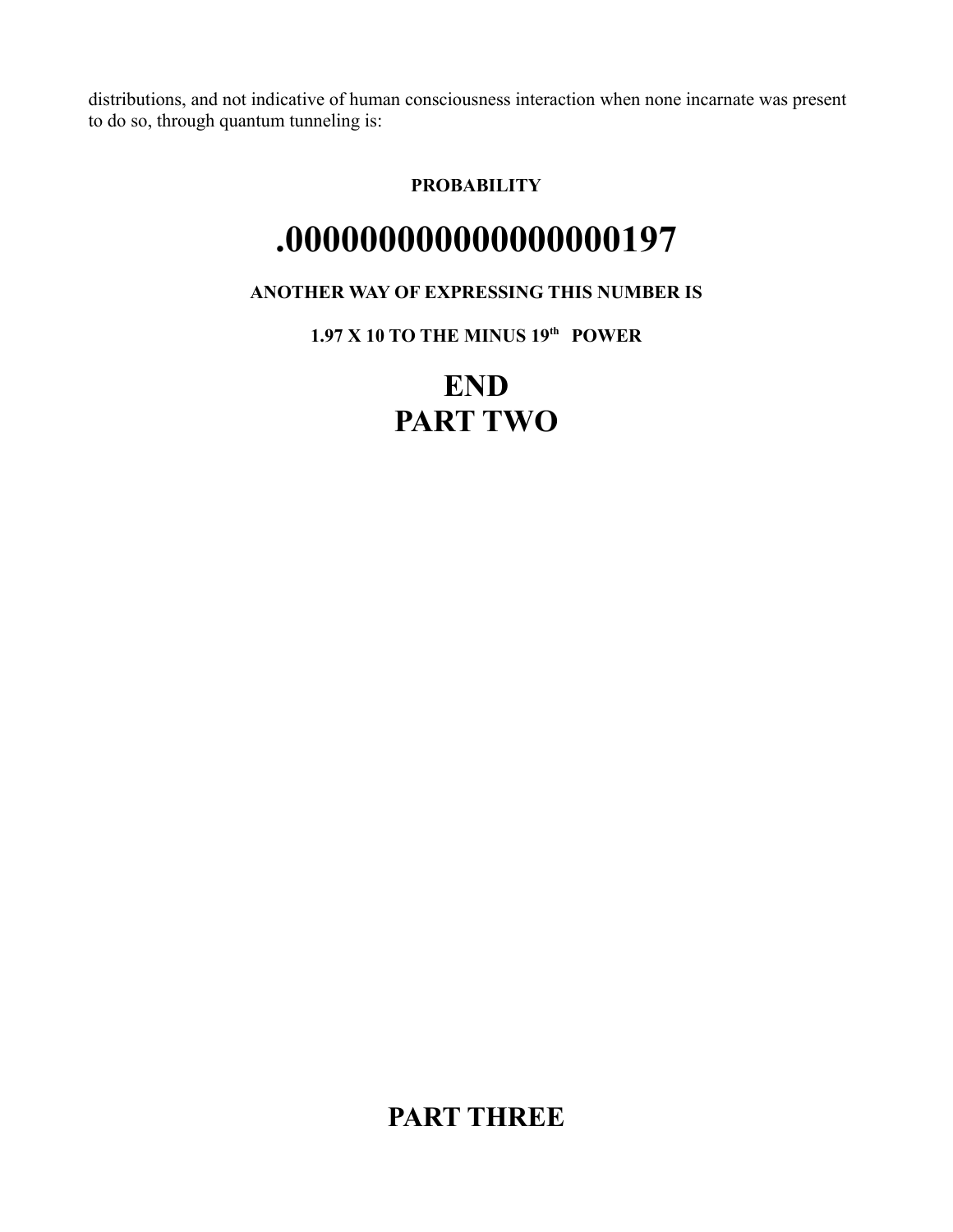distributions, and not indicative of human consciousness interaction when none incarnate was present to do so, through quantum tunneling is:

**PROBABILITY**

# .000000000000000000197

**ANOTHER WAY OF EXPRESSING THIS NUMBER IS**

**1.97 X 10 TO THE MINUS 19th POWER**

# END
# PART TWO

# PART THREE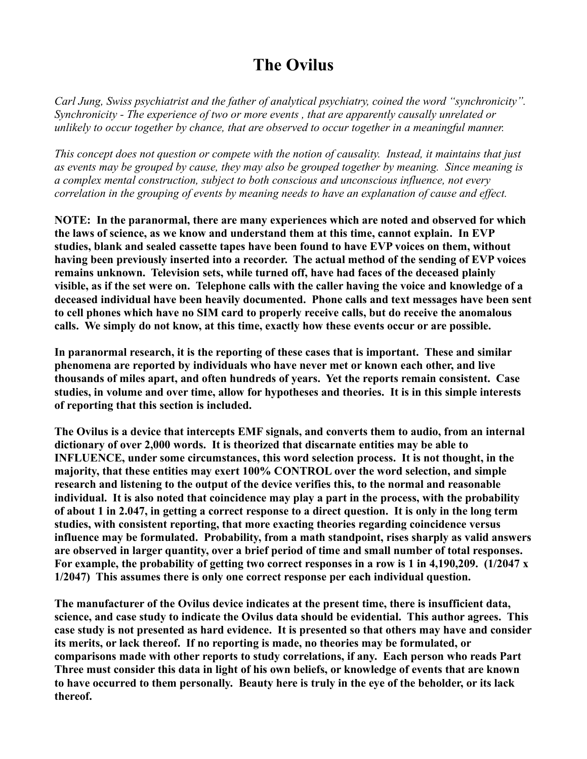# The Ovilus

*Carl Jung, Swiss psychiatrist and the father of analytical psychiatry, coined the word "synchronicity". Synchronicity - The experience of two or more events , that are apparently causally unrelated or unlikely to occur together by chance, that are observed to occur together in a meaningful manner.*

*This concept does not question or compete with the notion of causality. Instead, it maintains that just as events may be grouped by cause, they may also be grouped together by meaning. Since meaning is a complex mental construction, subject to both conscious and unconscious influence, not every correlation in the grouping of events by meaning needs to have an explanation of cause and effect.*

**NOTE: In the paranormal, there are many experiences which are noted and observed for which the laws of science, as we know and understand them at this time, cannot explain. In EVP studies, blank and sealed cassette tapes have been found to have EVP voices on them, without having been previously inserted into a recorder. The actual method of the sending of EVP voices remains unknown. Television sets, while turned off, have had faces of the deceased plainly visible, as if the set were on. Telephone calls with the caller having the voice and knowledge of a deceased individual have been heavily documented. Phone calls and text messages have been sent to cell phones which have no SIM card to properly receive calls, but do receive the anomalous calls. We simply do not know, at this time, exactly how these events occur or are possible.**

**In paranormal research, it is the reporting of these cases that is important. These and similar phenomena are reported by individuals who have never met or known each other, and live thousands of miles apart, and often hundreds of years. Yet the reports remain consistent. Case studies, in volume and over time, allow for hypotheses and theories. It is in this simple interests of reporting that this section is included.**

**The Ovilus is a device that intercepts EMF signals, and converts them to audio, from an internal dictionary of over 2,000 words. It is theorized that discarnate entities may be able to INFLUENCE, under some circumstances, this word selection process. It is not thought, in the majority, that these entities may exert 100% CONTROL over the word selection, and simple research and listening to the output of the device verifies this, to the normal and reasonable individual. It is also noted that coincidence may play a part in the process, with the probability of about 1 in 2.047, in getting a correct response to a direct question. It is only in the long term studies, with consistent reporting, that more exacting theories regarding coincidence versus influence may be formulated. Probability, from a math standpoint, rises sharply as valid answers are observed in larger quantity, over a brief period of time and small number of total responses. For example, the probability of getting two correct responses in a row is 1 in 4,190,209. (1/2047 x 1/2047) This assumes there is only one correct response per each individual question.**

**The manufacturer of the Ovilus device indicates at the present time, there is insufficient data, science, and case study to indicate the Ovilus data should be evidential. This author agrees. This case study is not presented as hard evidence. It is presented so that others may have and consider its merits, or lack thereof. If no reporting is made, no theories may be formulated, or comparisons made with other reports to study correlations, if any. Each person who reads Part Three must consider this data in light of his own beliefs, or knowledge of events that are known to have occurred to them personally. Beauty here is truly in the eye of the beholder, or its lack thereof.**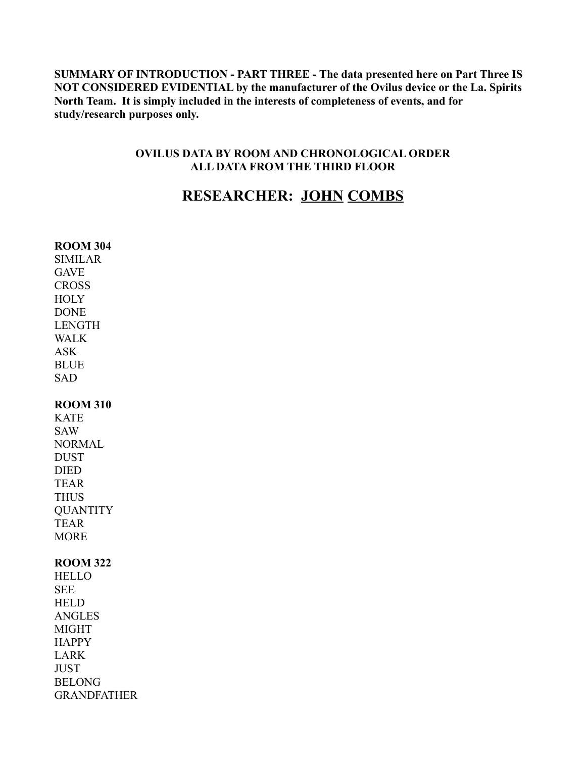**SUMMARY OF INTRODUCTION - PART THREE - The data presented here on Part Three IS NOT CONSIDERED EVIDENTIAL by the manufacturer of the Ovilus device or the La. Spirits North Team. It is simply included in the interests of completeness of events, and for study/research purposes only.**

**OVILUS DATA BY ROOM AND CHRONOLOGICAL ORDER**
**ALL DATA FROM THE THIRD FLOOR**

## RESEARCHER: JOHN COMBS

**ROOM 304**
SIMILAR
GAVE
CROSS
HOLY
DONE
LENGTH
WALK
ASK
BLUE
SAD

**ROOM 310**
KATE
SAW
NORMAL
DUST
DIED
TEAR
THUS
QUANTITY
TEAR
MORE

**ROOM 322**
HELLO
SEE
HELD
ANGLES
MIGHT
HAPPY
LARK
JUST
BELONG
GRANDFATHER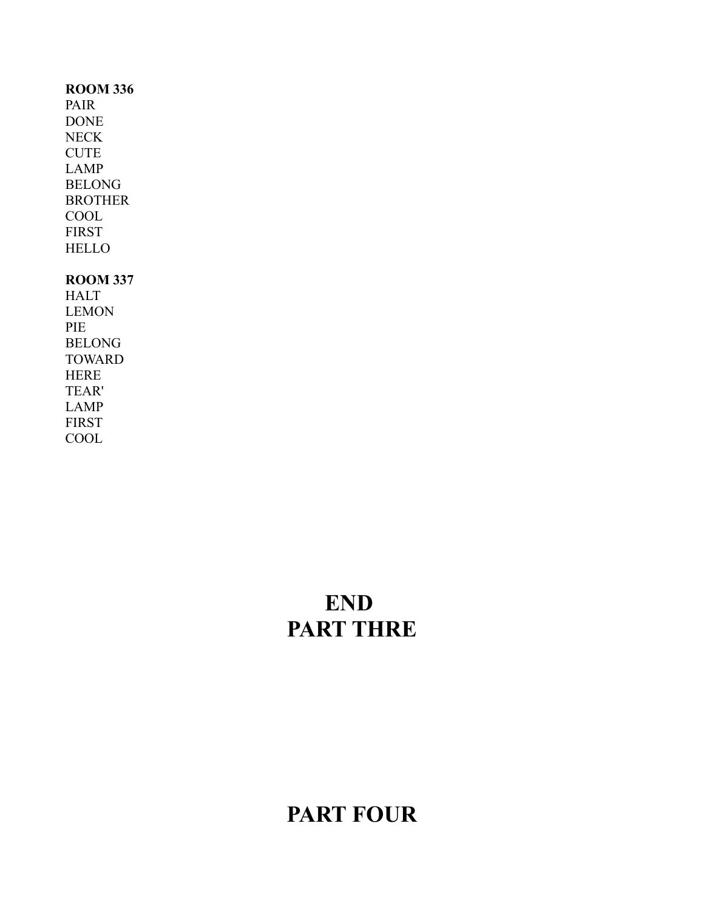**ROOM 336**
PAIR
DONE
NECK
CUTE
LAMP
BELONG
BROTHER
COOL
FIRST
HELLO

**ROOM 337**
HALT
LEMON
PIE
BELONG
TOWARD
HERE
TEAR'
LAMP
FIRST
COOL

# END
# PART THRE

# PART FOUR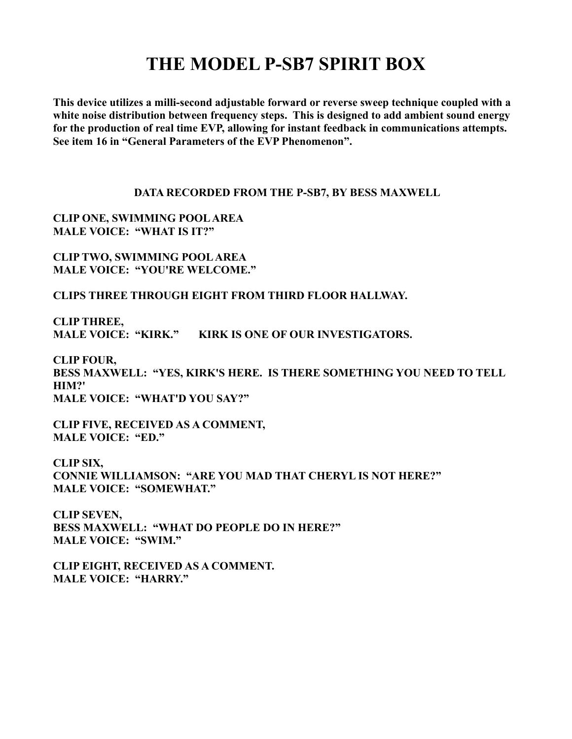# THE MODEL P-SB7 SPIRIT BOX

**This device utilizes a milli-second adjustable forward or reverse sweep technique coupled with a white noise distribution between frequency steps. This is designed to add ambient sound energy for the production of real time EVP, allowing for instant feedback in communications attempts. See item 16 in "General Parameters of the EVP Phenomenon".**

### DATA RECORDED FROM THE P-SB7, BY BESS MAXWELL

**CLIP ONE, SWIMMING POOL AREA**
**MALE VOICE: "WHAT IS IT?"**

**CLIP TWO, SWIMMING POOL AREA**
**MALE VOICE: "YOU'RE WELCOME."**

**CLIPS THREE THROUGH EIGHT FROM THIRD FLOOR HALLWAY.**

**CLIP THREE,**
**MALE VOICE: "KIRK." KIRK IS ONE OF OUR INVESTIGATORS.**

**CLIP FOUR,**
**BESS MAXWELL: "YES, KIRK'S HERE. IS THERE SOMETHING YOU NEED TO TELL HIM?'**
**MALE VOICE: "WHAT'D YOU SAY?"**

**CLIP FIVE, RECEIVED AS A COMMENT,**
**MALE VOICE: "ED."**

**CLIP SIX,**
**CONNIE WILLIAMSON: "ARE YOU MAD THAT CHERYL IS NOT HERE?"**
**MALE VOICE: "SOMEWHAT."**

**CLIP SEVEN,**
**BESS MAXWELL: "WHAT DO PEOPLE DO IN HERE?"**
**MALE VOICE: "SWIM."**

**CLIP EIGHT, RECEIVED AS A COMMENT.**
**MALE VOICE: "HARRY."**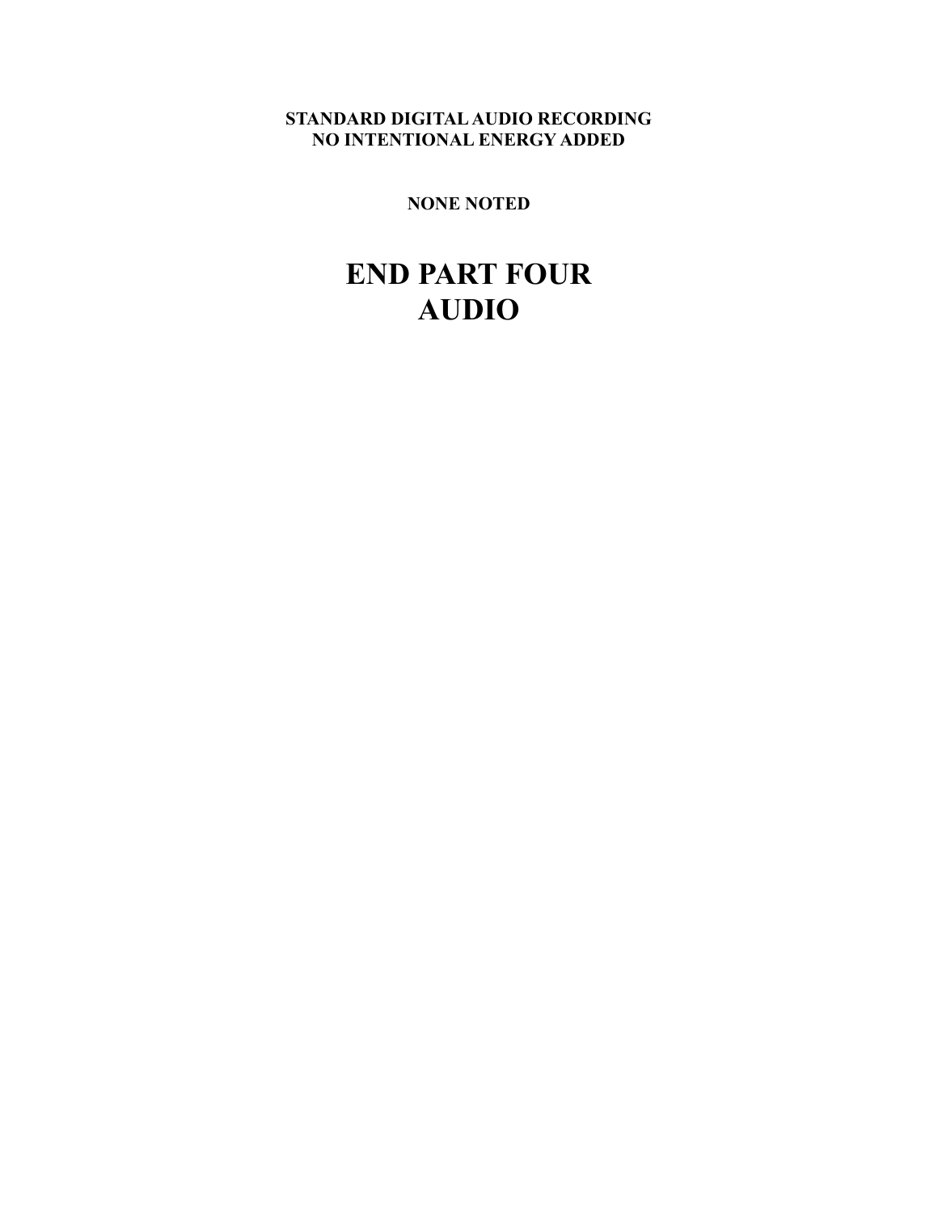**STANDARD DIGITAL AUDIO RECORDING**
**NO INTENTIONAL ENERGY ADDED**

**NONE NOTED**

# END PART FOUR
# AUDIO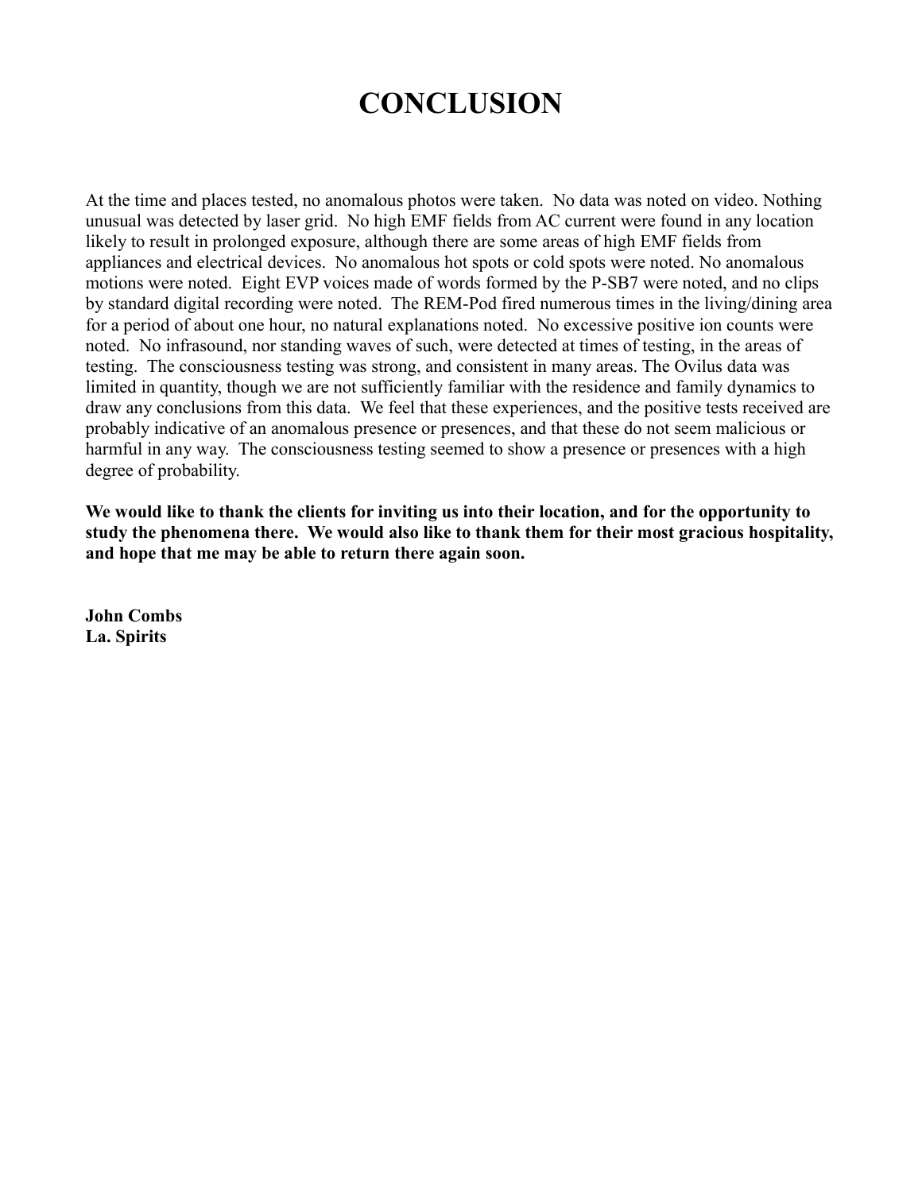# CONCLUSION

At the time and places tested, no anomalous photos were taken. No data was noted on video. Nothing unusual was detected by laser grid. No high EMF fields from AC current were found in any location likely to result in prolonged exposure, although there are some areas of high EMF fields from appliances and electrical devices. No anomalous hot spots or cold spots were noted. No anomalous motions were noted. Eight EVP voices made of words formed by the P-SB7 were noted, and no clips by standard digital recording were noted. The REM-Pod fired numerous times in the living/dining area for a period of about one hour, no natural explanations noted. No excessive positive ion counts were noted. No infrasound, nor standing waves of such, were detected at times of testing, in the areas of testing. The consciousness testing was strong, and consistent in many areas. The Ovilus data was limited in quantity, though we are not sufficiently familiar with the residence and family dynamics to draw any conclusions from this data. We feel that these experiences, and the positive tests received are probably indicative of an anomalous presence or presences, and that these do not seem malicious or harmful in any way. The consciousness testing seemed to show a presence or presences with a high degree of probability.

**We would like to thank the clients for inviting us into their location, and for the opportunity to study the phenomena there. We would also like to thank them for their most gracious hospitality, and hope that me may be able to return there again soon.**

**John Combs**
**La. Spirits**